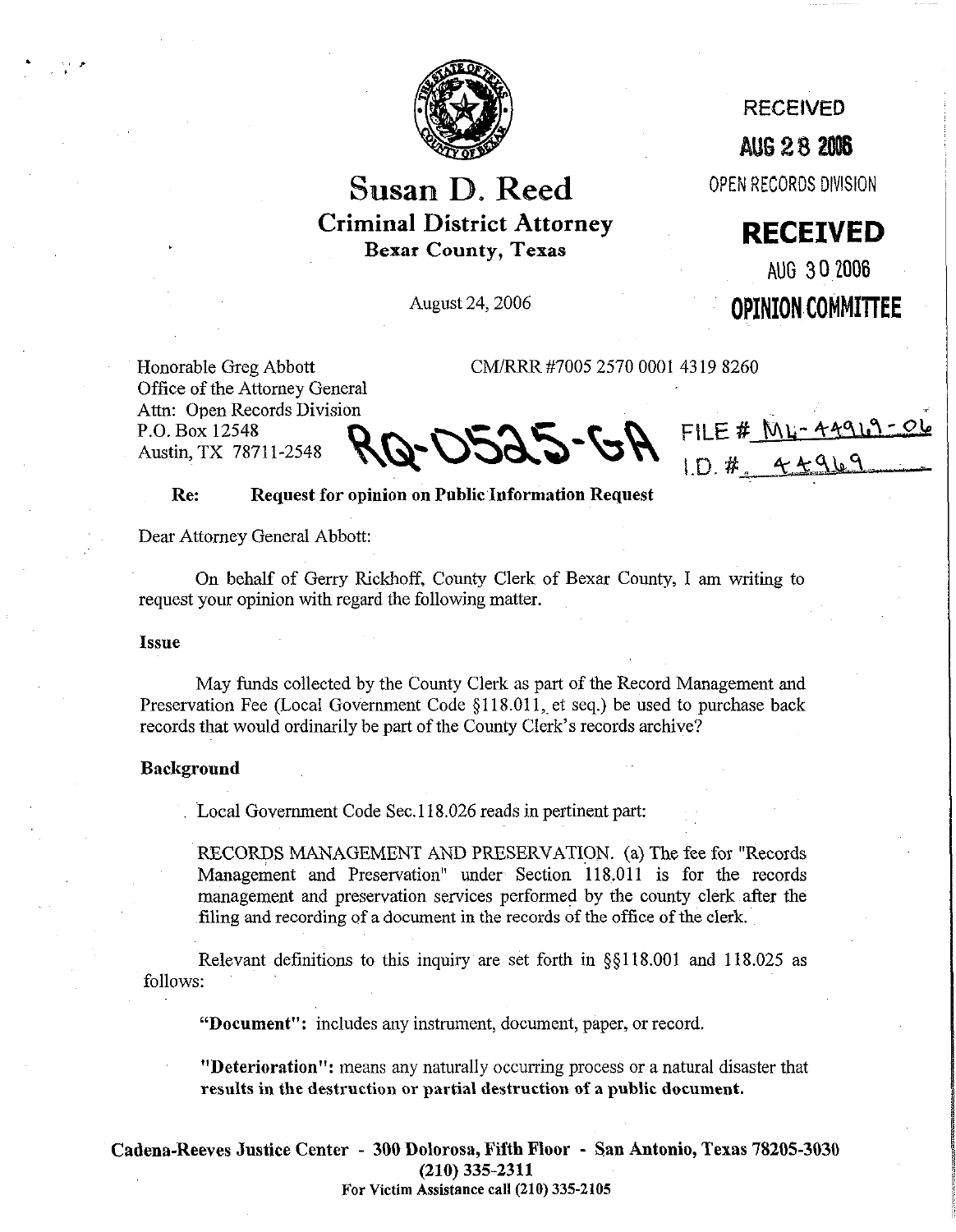# Susan D. Reed

**Criminal District Attorney**
**Bexar County, Texas**

RECEIVED
AUG 28 2006
OPEN RECORDS DIVISION

**RECEIVED**
AUG 30 2006
**OPINION COMMITTEE**

August 24, 2006

Honorable Greg Abbott
Office of the Attorney General
Attn: Open Records Division
P.O. Box 12548
Austin, TX 78711-2548

CM/RRR #7005 2570 0001 4319 8260

RQ-0525-GA

FILE # ML-44969-06
I.D. # 44969

**Re: Request for opinion on Public Information Request**

Dear Attorney General Abbott:

On behalf of Gerry Rickhoff, County Clerk of Bexar County, I am writing to request your opinion with regard the following matter.

**Issue**

May funds collected by the County Clerk as part of the Record Management and Preservation Fee (Local Government Code §118.011, et seq.) be used to purchase back records that would ordinarily be part of the County Clerk's records archive?

**Background**

Local Government Code Sec.118.026 reads in pertinent part:

RECORDS MANAGEMENT AND PRESERVATION. (a) The fee for "Records Management and Preservation" under Section 118.011 is for the records management and preservation services performed by the county clerk after the filing and recording of a document in the records of the office of the clerk.

Relevant definitions to this inquiry are set forth in §§118.001 and 118.025 as follows:

**"Document"**: includes any instrument, document, paper, or record.

**"Deterioration"**: means any naturally occurring process or a natural disaster that **results in the destruction or partial destruction of a public document.**

**Cadena-Reeves Justice Center - 300 Dolorosa, Fifth Floor - San Antonio, Texas 78205-3030**
**(210) 335-2311**
**For Victim Assistance call (210) 335-2105**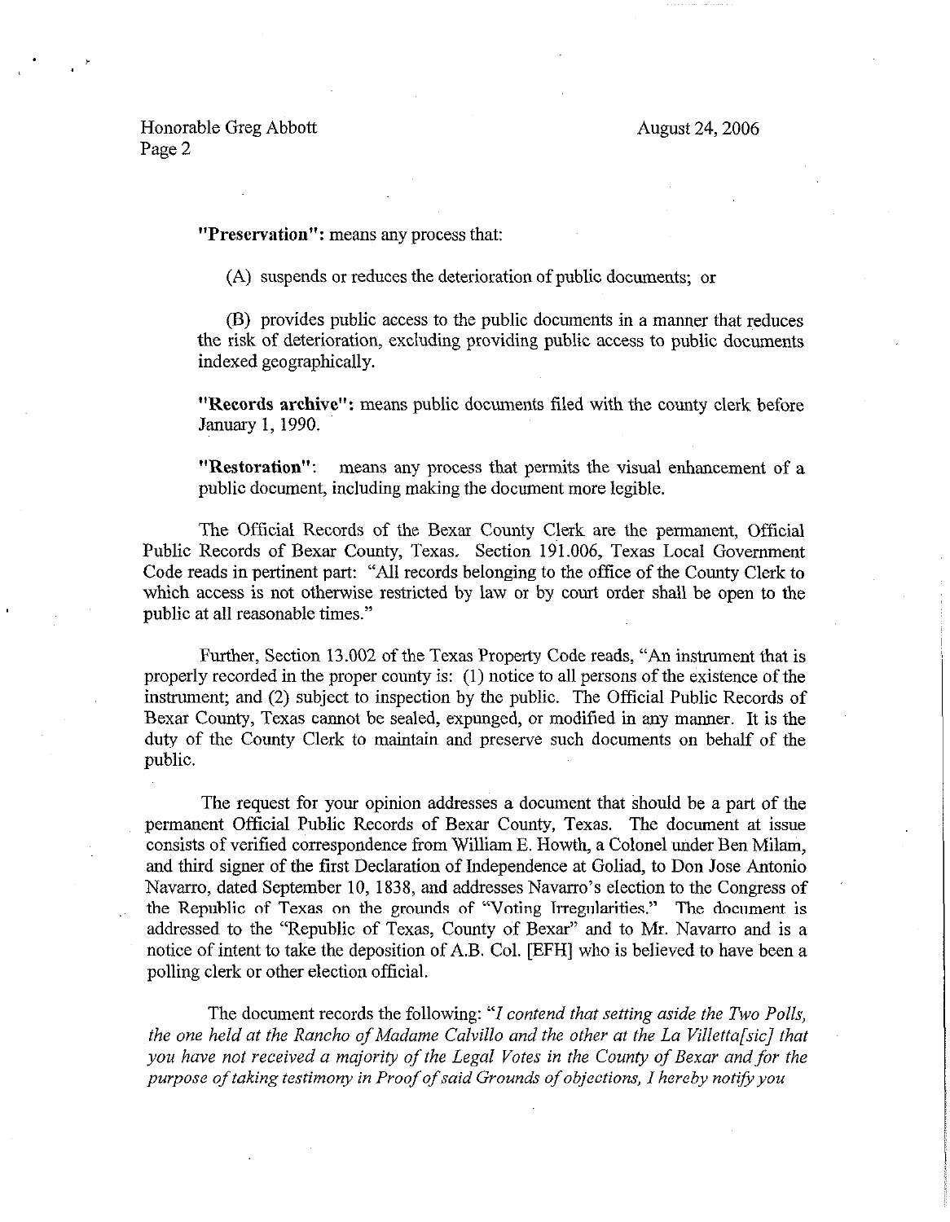**"Preservation":** means any process that:

(A) suspends or reduces the deterioration of public documents; or

(B) provides public access to the public documents in a manner that reduces the risk of deterioration, excluding providing public access to public documents indexed geographically.

**"Records archive":** means public documents filed with the county clerk before January 1, 1990.

**"Restoration":** means any process that permits the visual enhancement of a public document, including making the document more legible.

The Official Records of the Bexar County Clerk are the permanent, Official Public Records of Bexar County, Texas. Section 191.006, Texas Local Government Code reads in pertinent part: "All records belonging to the office of the County Clerk to which access is not otherwise restricted by law or by court order shall be open to the public at all reasonable times."

Further, Section 13.002 of the Texas Property Code reads, "An instrument that is properly recorded in the proper county is: (1) notice to all persons of the existence of the instrument; and (2) subject to inspection by the public. The Official Public Records of Bexar County, Texas cannot be sealed, expunged, or modified in any manner. It is the duty of the County Clerk to maintain and preserve such documents on behalf of the public.

The request for your opinion addresses a document that should be a part of the permanent Official Public Records of Bexar County, Texas. The document at issue consists of verified correspondence from William E. Howth, a Colonel under Ben Milam, and third signer of the first Declaration of Independence at Goliad, to Don Jose Antonio Navarro, dated September 10, 1838, and addresses Navarro's election to the Congress of the Republic of Texas on the grounds of "Voting Irregularities." The document is addressed to the "Republic of Texas, County of Bexar" and to Mr. Navarro and is a notice of intent to take the deposition of A.B. Col. [EFH] who is believed to have been a polling clerk or other election official.

The document records the following: "*I contend that setting aside the Two Polls, the one held at the Rancho of Madame Calvillo and the other at the La Villetta[sic] that you have not received a majority of the Legal Votes in the County of Bexar and for the purpose of taking testimony in Proof of said Grounds of objections, I hereby notify you*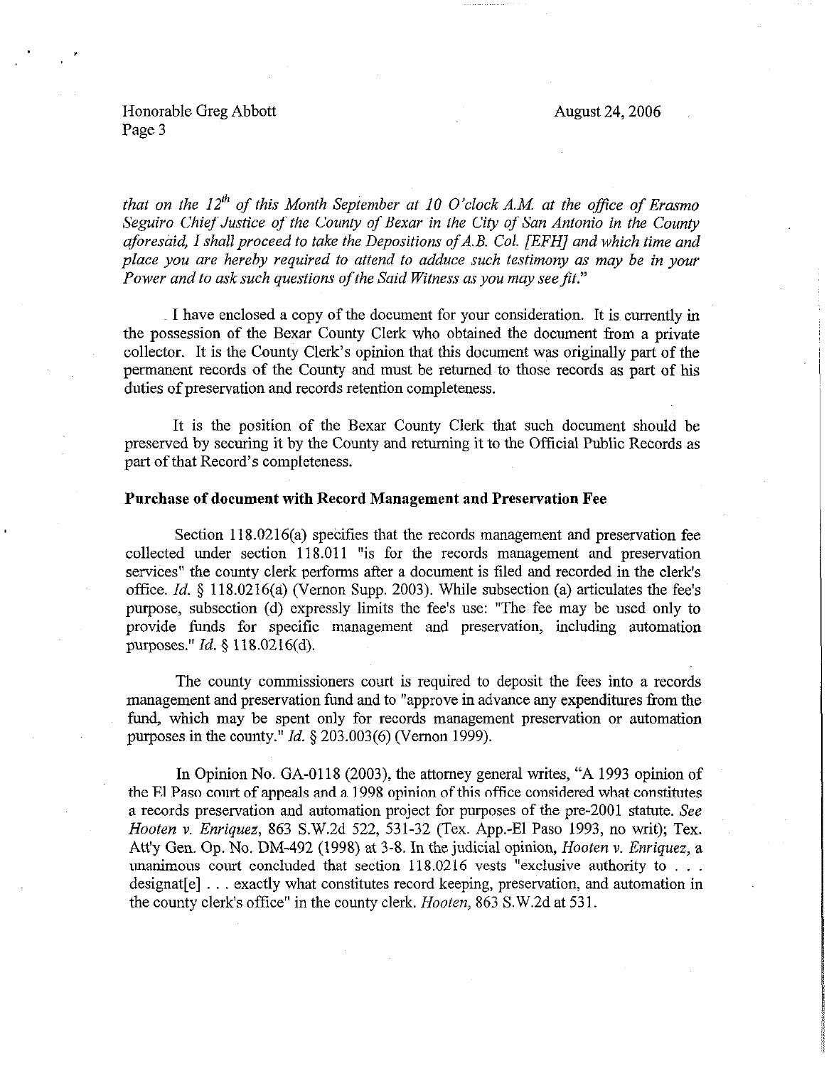*that on the 12th of this Month September at 10 O'clock A.M. at the office of Erasmo Seguiro Chief Justice of the County of Bexar in the City of San Antonio in the County aforesaid, I shall proceed to take the Depositions of A.B. Col. [EFH] and which time and place you are hereby required to attend to adduce such testimony as may be in your Power and to ask such questions of the Said Witness as you may see fit."*

I have enclosed a copy of the document for your consideration. It is currently in the possession of the Bexar County Clerk who obtained the document from a private collector. It is the County Clerk's opinion that this document was originally part of the permanent records of the County and must be returned to those records as part of his duties of preservation and records retention completeness.

It is the position of the Bexar County Clerk that such document should be preserved by securing it by the County and returning it to the Official Public Records as part of that Record's completeness.

**Purchase of document with Record Management and Preservation Fee**

Section 118.0216(a) specifies that the records management and preservation fee collected under section 118.011 "is for the records management and preservation services" the county clerk performs after a document is filed and recorded in the clerk's office. *Id.* § 118.0216(a) (Vernon Supp. 2003). While subsection (a) articulates the fee's purpose, subsection (d) expressly limits the fee's use: "The fee may be used only to provide funds for specific management and preservation, including automation purposes." *Id.* § 118.0216(d).

The county commissioners court is required to deposit the fees into a records management and preservation fund and to "approve in advance any expenditures from the fund, which may be spent only for records management preservation or automation purposes in the county." *Id.* § 203.003(6) (Vernon 1999).

In Opinion No. GA-0118 (2003), the attorney general writes, "A 1993 opinion of the El Paso court of appeals and a 1998 opinion of this office considered what constitutes a records preservation and automation project for purposes of the pre-2001 statute. *See Hooten v. Enriquez*, 863 S.W.2d 522, 531-32 (Tex. App.-El Paso 1993, no writ); Tex. Att'y Gen. Op. No. DM-492 (1998) at 3-8. In the judicial opinion, *Hooten v. Enriquez*, a unanimous court concluded that section 118.0216 vests "exclusive authority to . . . designat[e] . . . exactly what constitutes record keeping, preservation, and automation in the county clerk's office" in the county clerk. *Hooten*, 863 S.W.2d at 531.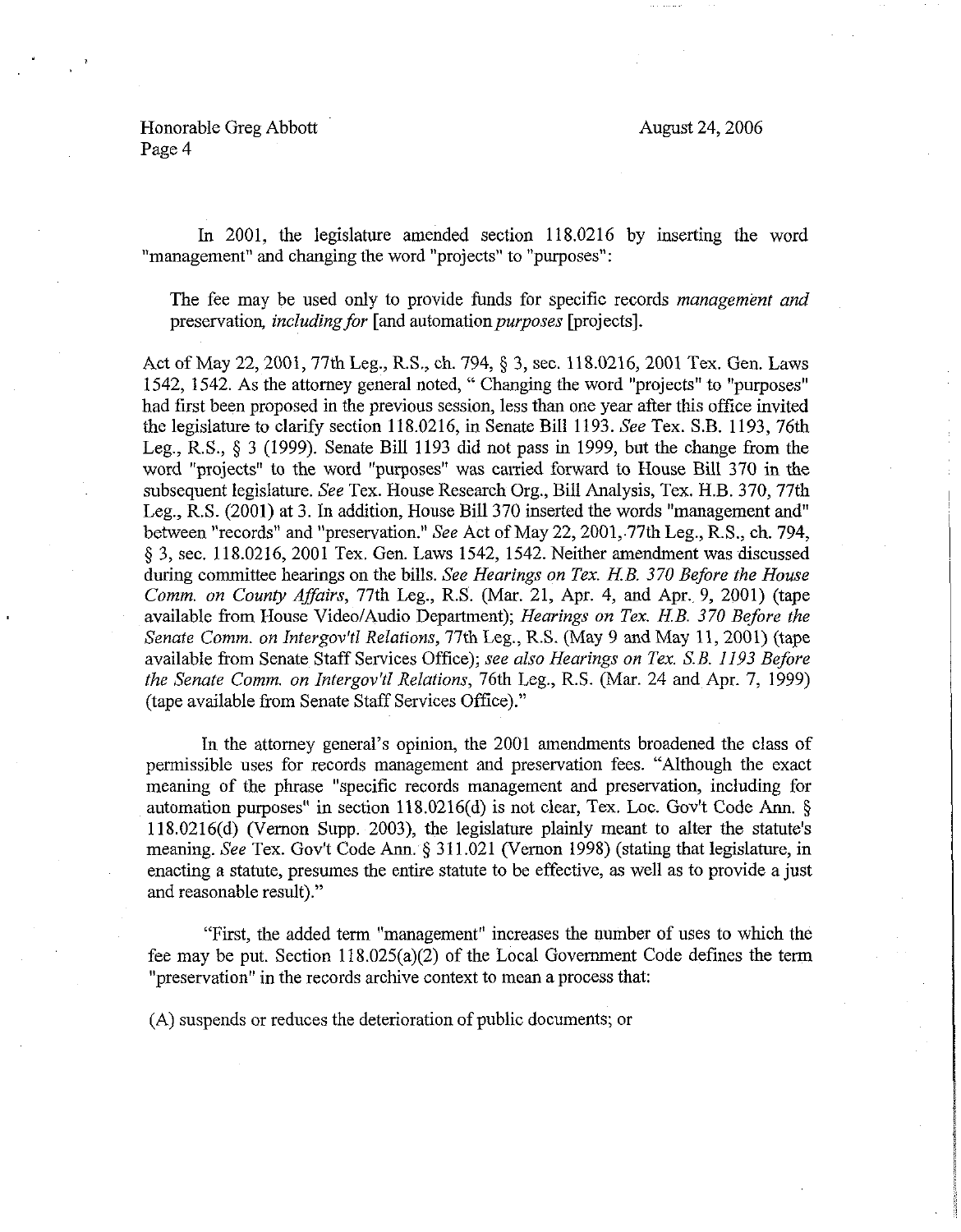In 2001, the legislature amended section 118.0216 by inserting the word "management" and changing the word "projects" to "purposes":

> The fee may be used only to provide funds for specific records *management and* preservation, *including for* [and automation *purposes* [projects].

Act of May 22, 2001, 77th Leg., R.S., ch. 794, § 3, sec. 118.0216, 2001 Tex. Gen. Laws 1542, 1542. As the attorney general noted, " Changing the word "projects" to "purposes" had first been proposed in the previous session, less than one year after this office invited the legislature to clarify section 118.0216, in Senate Bill 1193. *See* Tex. S.B. 1193, 76th Leg., R.S., § 3 (1999). Senate Bill 1193 did not pass in 1999, but the change from the word "projects" to the word "purposes" was carried forward to House Bill 370 in the subsequent legislature. *See* Tex. House Research Org., Bill Analysis, Tex. H.B. 370, 77th Leg., R.S. (2001) at 3. In addition, House Bill 370 inserted the words "management and" between "records" and "preservation." *See* Act of May 22, 2001, 77th Leg., R.S., ch. 794, § 3, sec. 118.0216, 2001 Tex. Gen. Laws 1542, 1542. Neither amendment was discussed during committee hearings on the bills. *See Hearings on Tex. H.B. 370 Before the House Comm. on County Affairs*, 77th Leg., R.S. (Mar. 21, Apr. 4, and Apr. 9, 2001) (tape available from House Video/Audio Department); *Hearings on Tex. H.B. 370 Before the Senate Comm. on Intergov't'l Relations*, 77th Leg., R.S. (May 9 and May 11, 2001) (tape available from Senate Staff Services Office); *see also Hearings on Tex. S.B. 1193 Before the Senate Comm. on Intergov't'l Relations*, 76th Leg., R.S. (Mar. 24 and Apr. 7, 1999) (tape available from Senate Staff Services Office)."

In the attorney general's opinion, the 2001 amendments broadened the class of permissible uses for records management and preservation fees. "Although the exact meaning of the phrase "specific records management and preservation, including for automation purposes" in section 118.0216(d) is not clear, Tex. Loc. Gov't Code Ann. § 118.0216(d) (Vernon Supp. 2003), the legislature plainly meant to alter the statute's meaning. *See* Tex. Gov't Code Ann. § 311.021 (Vernon 1998) (stating that legislature, in enacting a statute, presumes the entire statute to be effective, as well as to provide a just and reasonable result)."

"First, the added term "management" increases the number of uses to which the fee may be put. Section 118.025(a)(2) of the Local Government Code defines the term "preservation" in the records archive context to mean a process that:

(A) suspends or reduces the deterioration of public documents; or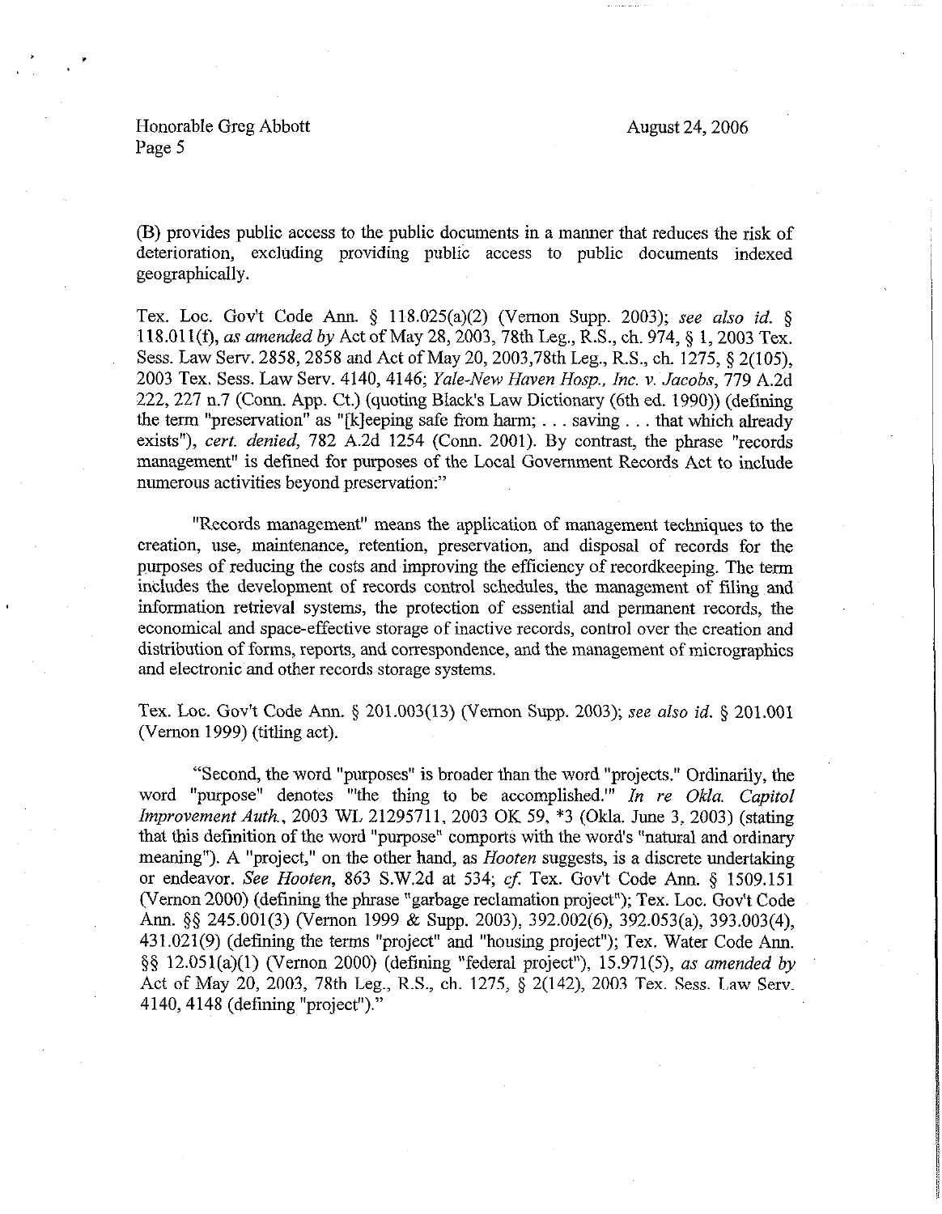(B) provides public access to the public documents in a manner that reduces the risk of deterioration, excluding providing public access to public documents indexed geographically.

Tex. Loc. Gov't Code Ann. § 118.025(a)(2) (Vernon Supp. 2003); *see also id.* § 118.011(f), *as amended by* Act of May 28, 2003, 78th Leg., R.S., ch. 974, § 1, 2003 Tex. Sess. Law Serv. 2858, 2858 and Act of May 20, 2003,78th Leg., R.S., ch. 1275, § 2(105), 2003 Tex. Sess. Law Serv. 4140, 4146; *Yale-New Haven Hosp., Inc. v. Jacobs*, 779 A.2d 222, 227 n.7 (Conn. App. Ct.) (quoting Black's Law Dictionary (6th ed. 1990)) (defining the term "preservation" as "[k]eeping safe from harm; . . . saving . . . that which already exists"), *cert. denied*, 782 A.2d 1254 (Conn. 2001). By contrast, the phrase "records management" is defined for purposes of the Local Government Records Act to include numerous activities beyond preservation:"

> "Records management" means the application of management techniques to the creation, use, maintenance, retention, preservation, and disposal of records for the purposes of reducing the costs and improving the efficiency of recordkeeping. The term includes the development of records control schedules, the management of filing and information retrieval systems, the protection of essential and permanent records, the economical and space-effective storage of inactive records, control over the creation and distribution of forms, reports, and correspondence, and the management of micrographics and electronic and other records storage systems.

Tex. Loc. Gov't Code Ann. § 201.003(13) (Vernon Supp. 2003); *see also id.* § 201.001 (Vernon 1999) (titling act).

"Second, the word "purposes" is broader than the word "projects." Ordinarily, the word "purpose" denotes "'the thing to be accomplished.'" *In re Okla. Capitol Improvement Auth.*, 2003 WL 21295711, 2003 OK 59, *3 (Okla. June 3, 2003) (stating that this definition of the word "purpose" comports with the word's "natural and ordinary meaning"). A "project," on the other hand, as *Hooten* suggests, is a discrete undertaking or endeavor. *See Hooten*, 863 S.W.2d at 534; *cf.* Tex. Gov't Code Ann. § 1509.151 (Vernon 2000) (defining the phrase "garbage reclamation project"); Tex. Loc. Gov't Code Ann. §§ 245.001(3) (Vernon 1999 & Supp. 2003), 392.002(6), 392.053(a), 393.003(4), 431.021(9) (defining the terms "project" and "housing project"); Tex. Water Code Ann. §§ 12.051(a)(1) (Vernon 2000) (defining "federal project"), 15.971(5), *as amended by* Act of May 20, 2003, 78th Leg., R.S., ch. 1275, § 2(142), 2003 Tex. Sess. Law Serv. 4140, 4148 (defining "project")."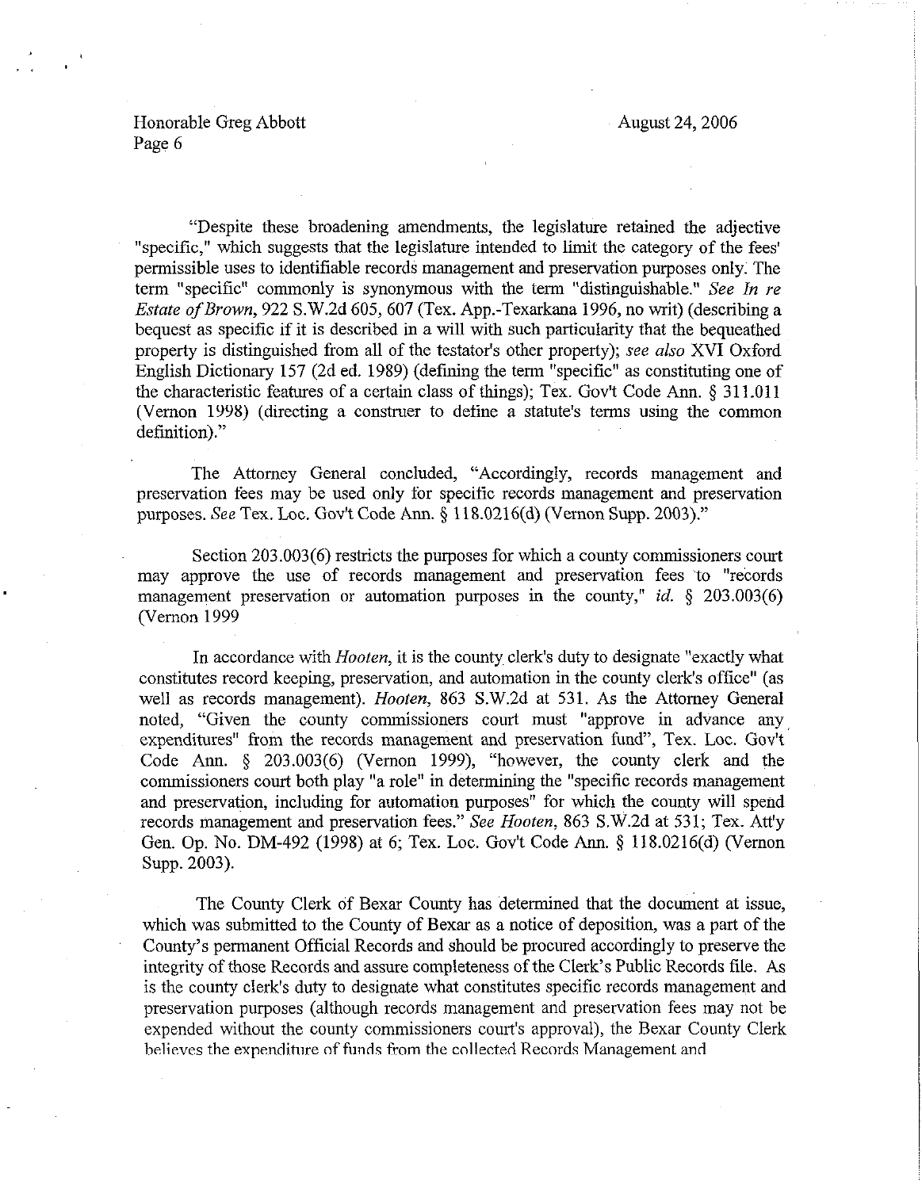"Despite these broadening amendments, the legislature retained the adjective "specific," which suggests that the legislature intended to limit the category of the fees' permissible uses to identifiable records management and preservation purposes only. The term "specific" commonly is synonymous with the term "distinguishable." *See In re Estate of Brown*, 922 S.W.2d 605, 607 (Tex. App.-Texarkana 1996, no writ) (describing a bequest as specific if it is described in a will with such particularity that the bequeathed property is distinguished from all of the testator's other property); *see also* XVI Oxford English Dictionary 157 (2d ed. 1989) (defining the term "specific" as constituting one of the characteristic features of a certain class of things); Tex. Gov't Code Ann. § 311.011 (Vernon 1998) (directing a construer to define a statute's terms using the common definition)."

The Attorney General concluded, "Accordingly, records management and preservation fees may be used only for specific records management and preservation purposes. *See* Tex. Loc. Gov't Code Ann. § 118.0216(d) (Vernon Supp. 2003)."

Section 203.003(6) restricts the purposes for which a county commissioners court may approve the use of records management and preservation fees to "records management preservation or automation purposes in the county," *id.* § 203.003(6) (Vernon 1999

In accordance with *Hooten*, it is the county clerk's duty to designate "exactly what constitutes record keeping, preservation, and automation in the county clerk's office" (as well as records management). *Hooten*, 863 S.W.2d at 531. As the Attorney General noted, "Given the county commissioners court must "approve in advance any expenditures" from the records management and preservation fund", Tex. Loc. Gov't Code Ann. § 203.003(6) (Vernon 1999), "however, the county clerk and the commissioners court both play "a role" in determining the "specific records management and preservation, including for automation purposes" for which the county will spend records management and preservation fees." *See Hooten*, 863 S.W.2d at 531; Tex. Att'y Gen. Op. No. DM-492 (1998) at 6; Tex. Loc. Gov't Code Ann. § 118.0216(d) (Vernon Supp. 2003).

The County Clerk of Bexar County has determined that the document at issue, which was submitted to the County of Bexar as a notice of deposition, was a part of the County's permanent Official Records and should be procured accordingly to preserve the integrity of those Records and assure completeness of the Clerk's Public Records file. As is the county clerk's duty to designate what constitutes specific records management and preservation purposes (although records management and preservation fees may not be expended without the county commissioners court's approval), the Bexar County Clerk believes the expenditure of funds from the collected Records Management and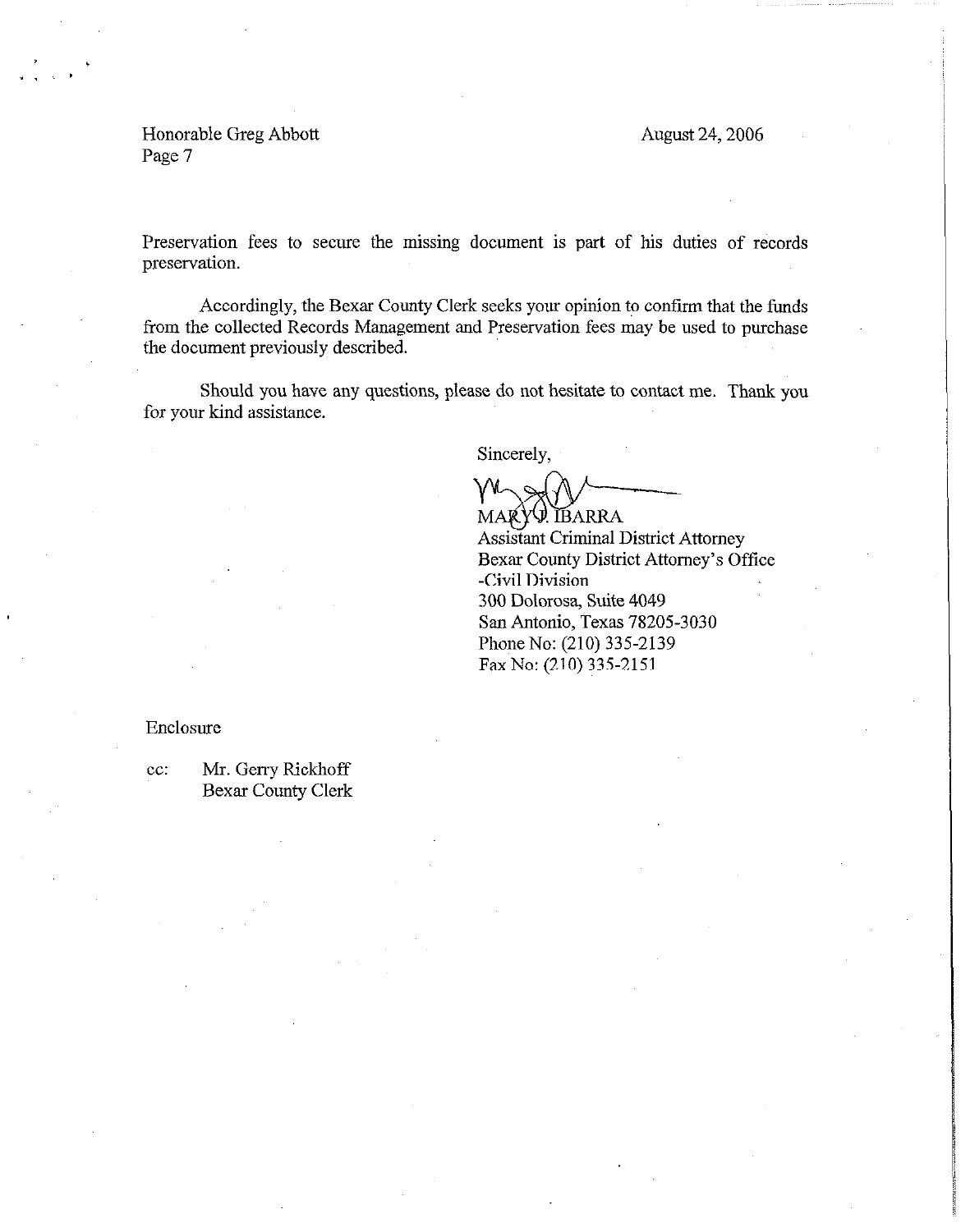Preservation fees to secure the missing document is part of his duties of records preservation.

Accordingly, the Bexar County Clerk seeks your opinion to confirm that the funds from the collected Records Management and Preservation fees may be used to purchase the document previously described.

Should you have any questions, please do not hesitate to contact me. Thank you for your kind assistance.

Sincerely,

MARY J. IBARRA
Assistant Criminal District Attorney
Bexar County District Attorney's Office
-Civil Division
300 Dolorosa, Suite 4049
San Antonio, Texas 78205-3030
Phone No: (210) 335-2139
Fax No: (210) 335-2151

Enclosure

cc: Mr. Gerry Rickhoff
Bexar County Clerk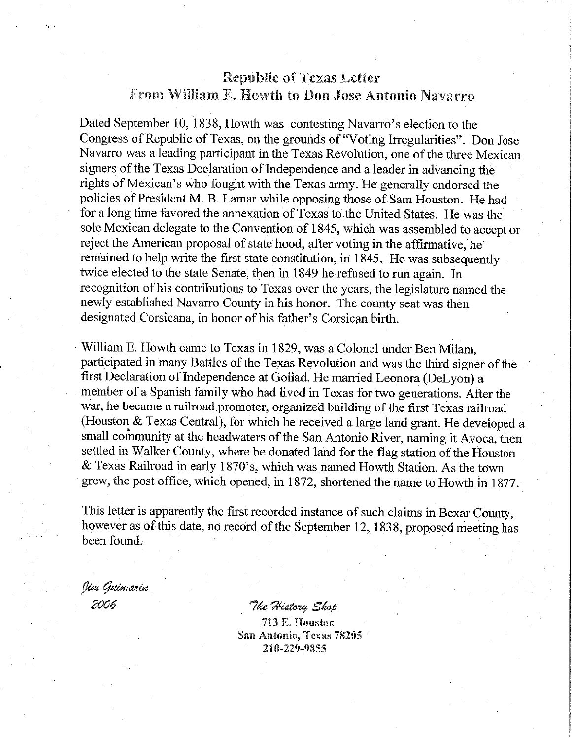## Republic of Texas Letter
## From William E. Howth to Don Jose Antonio Navarro

Dated September 10, 1838, Howth was contesting Navarro's election to the Congress of Republic of Texas, on the grounds of "Voting Irregularities". Don Jose Navarro was a leading participant in the Texas Revolution, one of the three Mexican signers of the Texas Declaration of Independence and a leader in advancing the rights of Mexican's who fought with the Texas army. He generally endorsed the policies of President M. B. Lamar while opposing those of Sam Houston. He had for a long time favored the annexation of Texas to the United States. He was the sole Mexican delegate to the Convention of 1845, which was assembled to accept or reject the American proposal of state hood, after voting in the affirmative, he remained to help write the first state constitution, in 1845. He was subsequently twice elected to the state Senate, then in 1849 he refused to run again. In recognition of his contributions to Texas over the years, the legislature named the newly established Navarro County in his honor. The county seat was then designated Corsicana, in honor of his father's Corsican birth.

William E. Howth came to Texas in 1829, was a Colonel under Ben Milam, participated in many Battles of the Texas Revolution and was the third signer of the first Declaration of Independence at Goliad. He married Leonora (DeLyon) a member of a Spanish family who had lived in Texas for two generations. After the war, he became a railroad promoter, organized building of the first Texas railroad (Houston & Texas Central), for which he received a large land grant. He developed a small community at the headwaters of the San Antonio River, naming it Avoca, then settled in Walker County, where he donated land for the flag station of the Houston & Texas Railroad in early 1870's, which was named Howth Station. As the town grew, the post office, which opened, in 1872, shortened the name to Howth in 1877.

This letter is apparently the first recorded instance of such claims in Bexar County, however as of this date, no record of the September 12, 1838, proposed meeting has been found.

*Jim Guimarin*
*2006*

*The History Shop*
713 E. Houston
San Antonio, Texas 78205
210-229-9855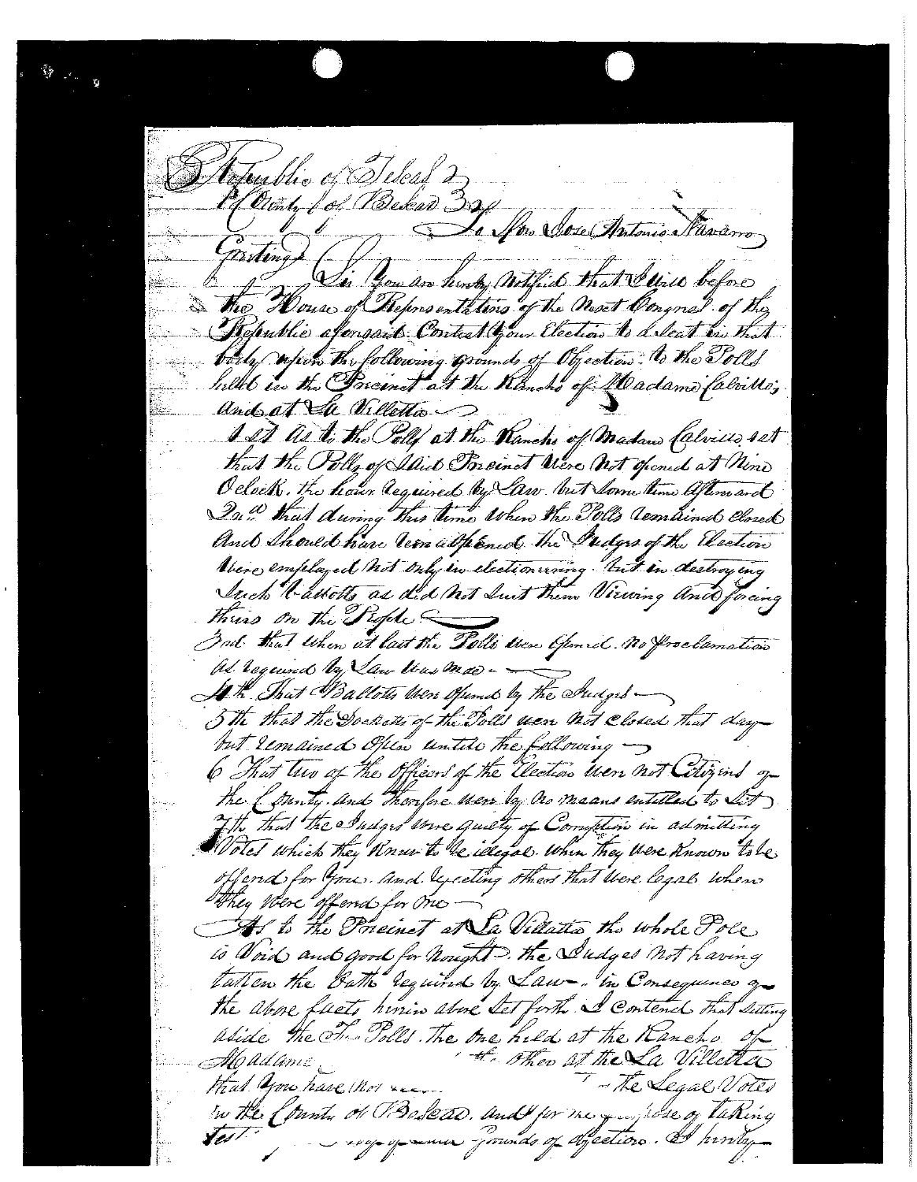Republic of Texas }
County of Bexar } To Mr. Jose Antonio Navarro
Greeting

Sir You are hereby notified that I will before the House of Representatives of the Next Congress of the Republic aforesaid Contest your Election to a Seat in that body upon the following grounds of Objection: to the Polls held in the Precinct at the Rancho of Madame Calvillo; and at La Villetta

1st As to the Polls at the Rancho of Madame Calvillo 1st that the Polls of Said Precinct were not opened at Nine O'clock, the hour required by Law but some time afterward

2nd that during this time when the Polls remained closed and should have been opened the Judges of the Election were employed not only in electioneering but in destroying such ballots as did not suit them Viewing and forcing theirs on the People

3rd that when at last the Polls were opened no proclamation as required by Law was made

4th That Ballots were opened by the Judges

5th that the Dockets of the Polls were not closed that day but remained open untill the following

6 That two of the Officers of the Election were not Citizens of the County and therefore were by no means entitled to Sit

7th that the Judges were guilty of Corruption in admitting Votes which they knew to be illegal when they were known to be offered for you and rejecting others that were legal when they were offered for me

As to the Precinct at La Villetta the whole Pole is Void and good for nought the Judges not having taken the Oath required by Law. In Consequence of the above facts herein above set forth I contend that setting aside the Two Polls. The one held at the Rancho of Madame [...] the other at the La Villetta that you have not [...] the Legal Votes in the County of Bexar. and for the [purpose] of taking test[imony] [...] grounds of objections. I hereby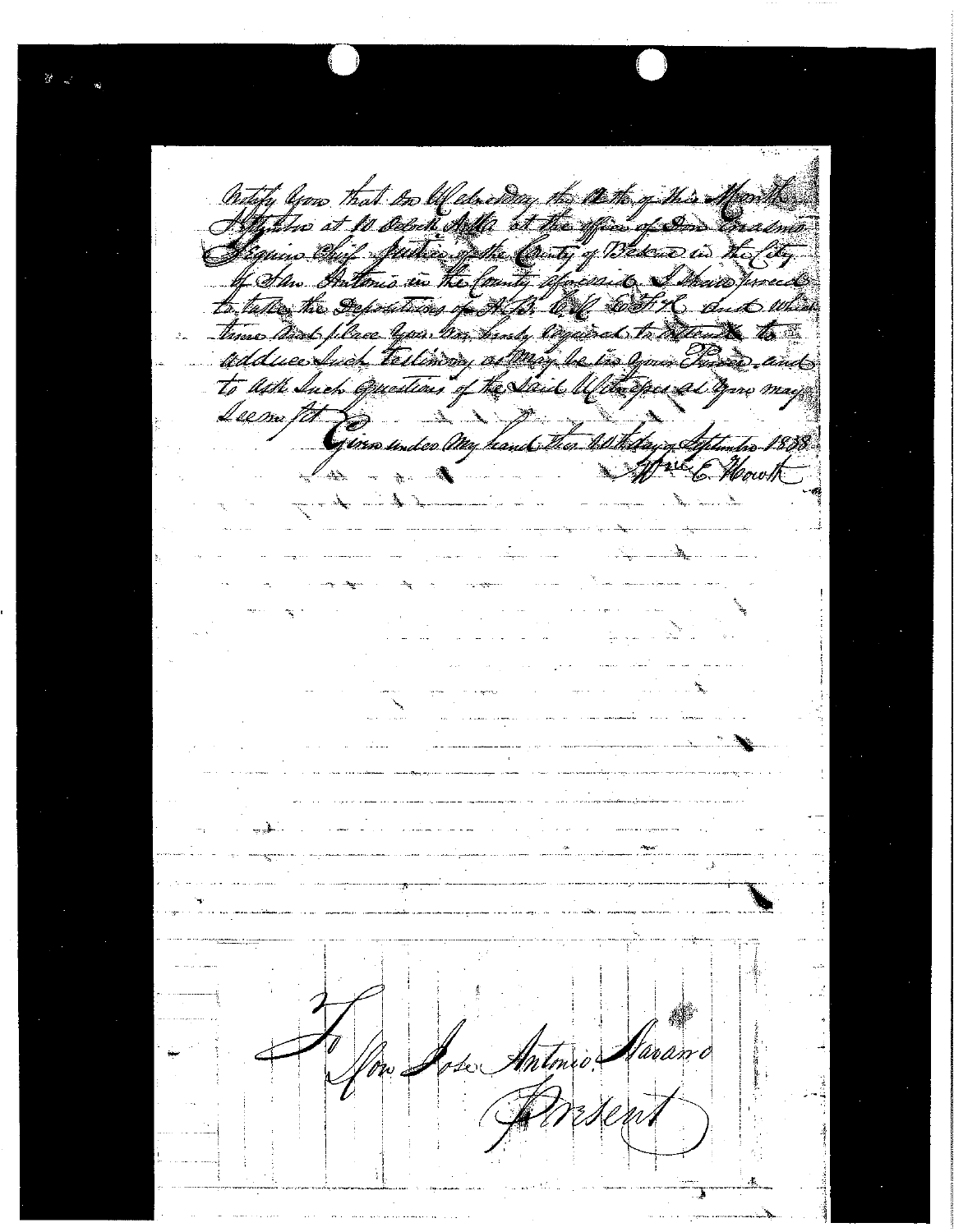Notify You that on Wednesday the 12th of this Month September at 10 Oclock A.M. at the office of Don Erasmo Seguin Chief Justice of the County of Bexar in the City of San Antonio in the County aforesaid I shall proceed to take the Depositions of H. B. & C. L. Smith and which time and place You are hereby required to attend to adduce such Testimony as may be in Your Power and to ask such Questions of the said Witnesses as You may deem fit

Given under my hand this 10th day of September 1838

Wm E. Howth

To Don Jose Antonio Navarro

Present